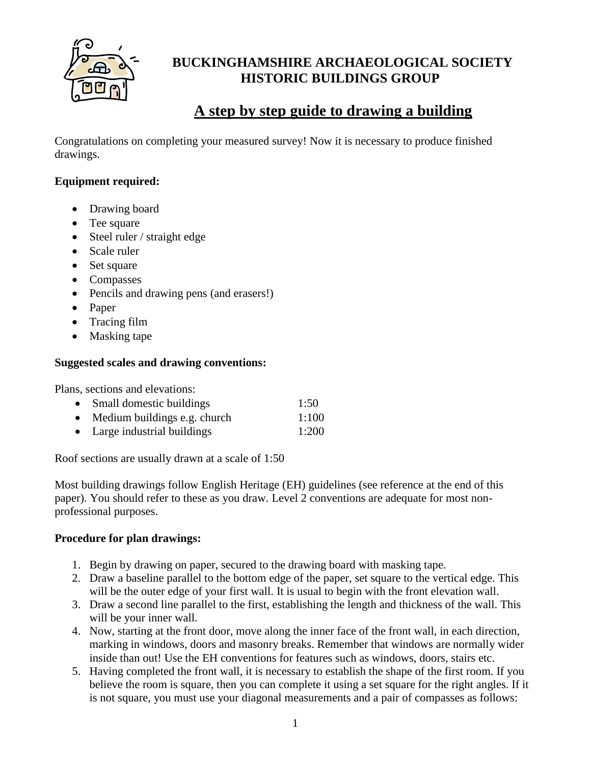# BUCKINGHAMSHIRE ARCHAEOLOGICAL SOCIETY
# HISTORIC BUILDINGS GROUP

## A step by step guide to drawing a building

Congratulations on completing your measured survey! Now it is necessary to produce finished drawings.

**Equipment required:**

- Drawing board
- Tee square
- Steel ruler / straight edge
- Scale ruler
- Set square
- Compasses
- Pencils and drawing pens (and erasers!)
- Paper
- Tracing film
- Masking tape

**Suggested scales and drawing conventions:**

Plans, sections and elevations:

- Small domestic buildings 1:50
- Medium buildings e.g. church 1:100
- Large industrial buildings 1:200

Roof sections are usually drawn at a scale of 1:50

Most building drawings follow English Heritage (EH) guidelines (see reference at the end of this paper). You should refer to these as you draw. Level 2 conventions are adequate for most non-professional purposes.

**Procedure for plan drawings:**

1. Begin by drawing on paper, secured to the drawing board with masking tape.
2. Draw a baseline parallel to the bottom edge of the paper, set square to the vertical edge. This will be the outer edge of your first wall. It is usual to begin with the front elevation wall.
3. Draw a second line parallel to the first, establishing the length and thickness of the wall. This will be your inner wall.
4. Now, starting at the front door, move along the inner face of the front wall, in each direction, marking in windows, doors and masonry breaks. Remember that windows are normally wider inside than out! Use the EH conventions for features such as windows, doors, stairs etc.
5. Having completed the front wall, it is necessary to establish the shape of the first room. If you believe the room is square, then you can complete it using a set square for the right angles. If it is not square, you must use your diagonal measurements and a pair of compasses as follows: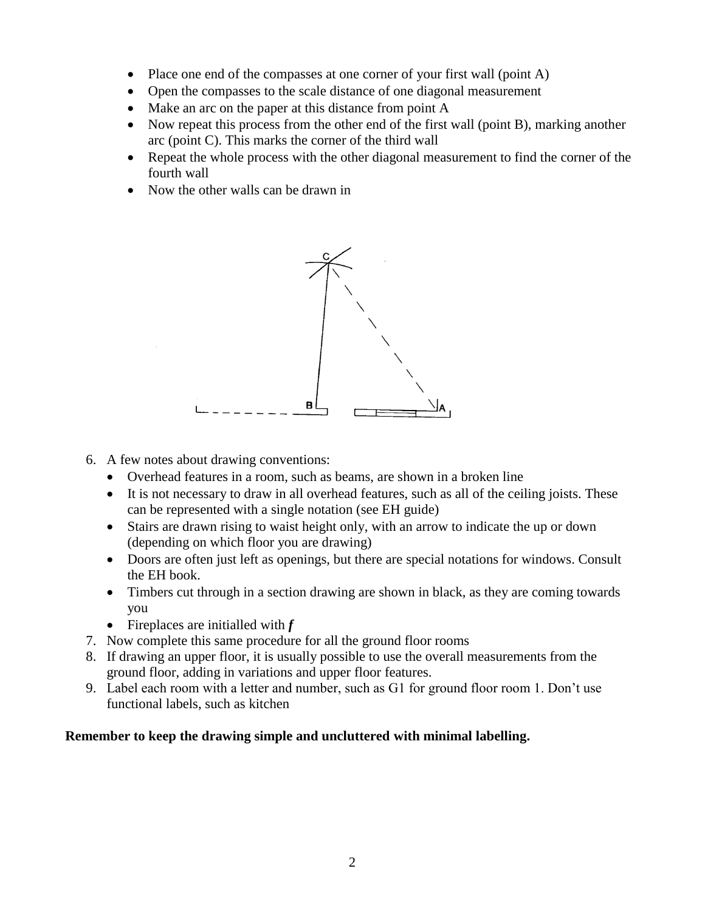- Place one end of the compasses at one corner of your first wall (point A)
- Open the compasses to the scale distance of one diagonal measurement
- Make an arc on the paper at this distance from point A
- Now repeat this process from the other end of the first wall (point B), marking another arc (point C). This marks the corner of the third wall
- Repeat the whole process with the other diagonal measurement to find the corner of the fourth wall
- Now the other walls can be drawn in

6. A few notes about drawing conventions:
   - Overhead features in a room, such as beams, are shown in a broken line
   - It is not necessary to draw in all overhead features, such as all of the ceiling joists. These can be represented with a single notation (see EH guide)
   - Stairs are drawn rising to waist height only, with an arrow to indicate the up or down (depending on which floor you are drawing)
   - Doors are often just left as openings, but there are special notations for windows. Consult the EH book.
   - Timbers cut through in a section drawing are shown in black, as they are coming towards you
   - Fireplaces are initialled with ***f***
7. Now complete this same procedure for all the ground floor rooms
8. If drawing an upper floor, it is usually possible to use the overall measurements from the ground floor, adding in variations and upper floor features.
9. Label each room with a letter and number, such as G1 for ground floor room 1. Don't use functional labels, such as kitchen

**Remember to keep the drawing simple and uncluttered with minimal labelling.**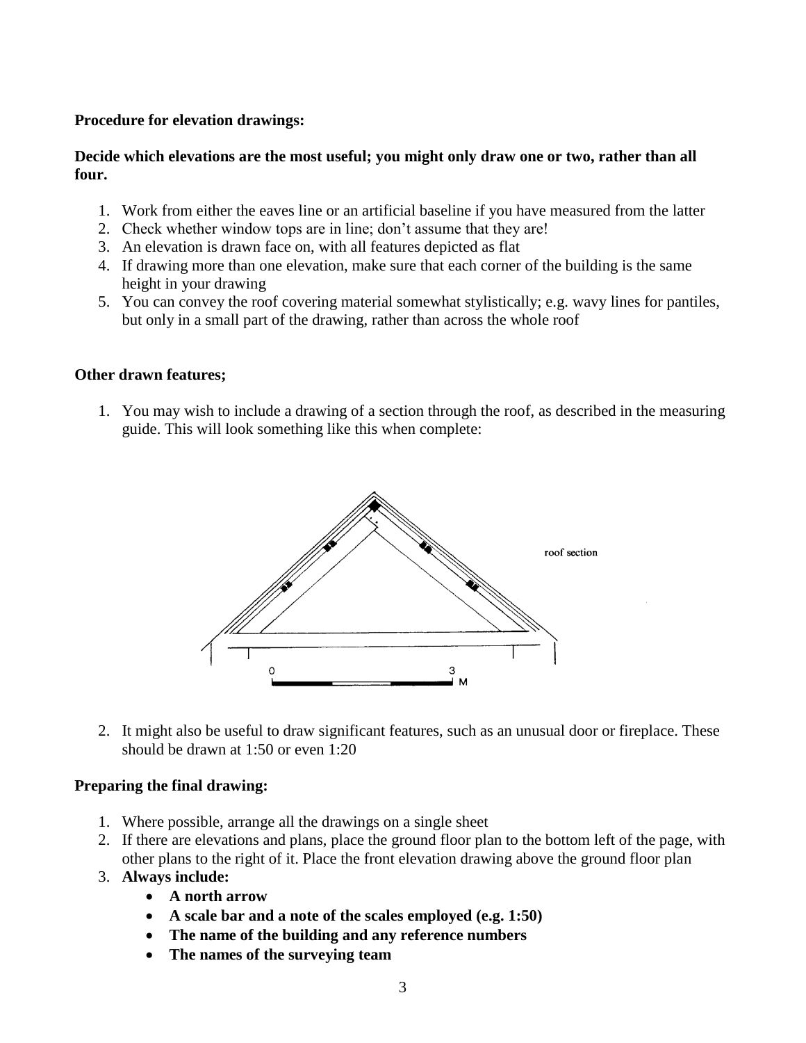**Procedure for elevation drawings:**

**Decide which elevations are the most useful; you might only draw one or two, rather than all four.**

1. Work from either the eaves line or an artificial baseline if you have measured from the latter
2. Check whether window tops are in line; don't assume that they are!
3. An elevation is drawn face on, with all features depicted as flat
4. If drawing more than one elevation, make sure that each corner of the building is the same height in your drawing
5. You can convey the roof covering material somewhat stylistically; e.g. wavy lines for pantiles, but only in a small part of the drawing, rather than across the whole roof

**Other drawn features;**

1. You may wish to include a drawing of a section through the roof, as described in the measuring guide. This will look something like this when complete:

roof section

0 3 M

2. It might also be useful to draw significant features, such as an unusual door or fireplace. These should be drawn at 1:50 or even 1:20

**Preparing the final drawing:**

1. Where possible, arrange all the drawings on a single sheet
2. If there are elevations and plans, place the ground floor plan to the bottom left of the page, with other plans to the right of it. Place the front elevation drawing above the ground floor plan
3. **Always include:**
   - **A north arrow**
   - **A scale bar and a note of the scales employed (e.g. 1:50)**
   - **The name of the building and any reference numbers**
   - **The names of the surveying team**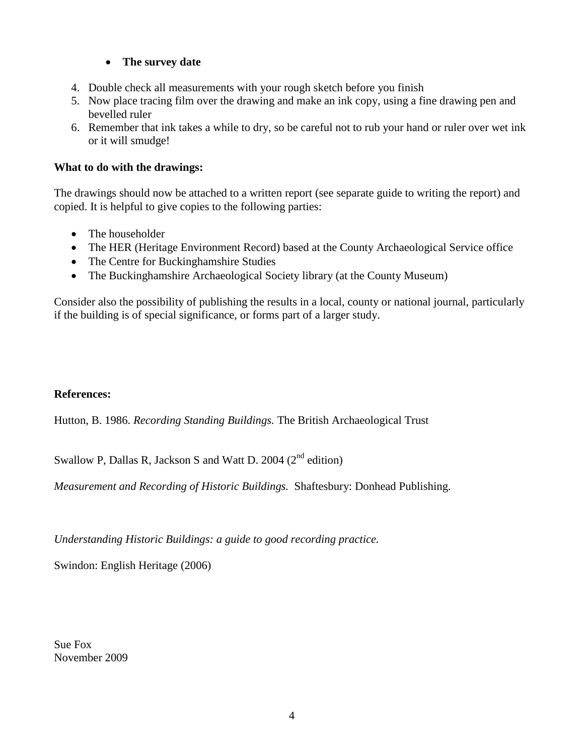- **The survey date**

4. Double check all measurements with your rough sketch before you finish
5. Now place tracing film over the drawing and make an ink copy, using a fine drawing pen and bevelled ruler
6. Remember that ink takes a while to dry, so be careful not to rub your hand or ruler over wet ink or it will smudge!

**What to do with the drawings:**

The drawings should now be attached to a written report (see separate guide to writing the report) and copied. It is helpful to give copies to the following parties:

- The householder
- The HER (Heritage Environment Record) based at the County Archaeological Service office
- The Centre for Buckinghamshire Studies
- The Buckinghamshire Archaeological Society library (at the County Museum)

Consider also the possibility of publishing the results in a local, county or national journal, particularly if the building is of special significance, or forms part of a larger study.

**References:**

Hutton, B. 1986. *Recording Standing Buildings.* The British Archaeological Trust

Swallow P, Dallas R, Jackson S and Watt D. 2004 (2nd edition)

*Measurement and Recording of Historic Buildings.* Shaftesbury: Donhead Publishing.

*Understanding Historic Buildings: a guide to good recording practice.*

Swindon: English Heritage (2006)

Sue Fox
November 2009